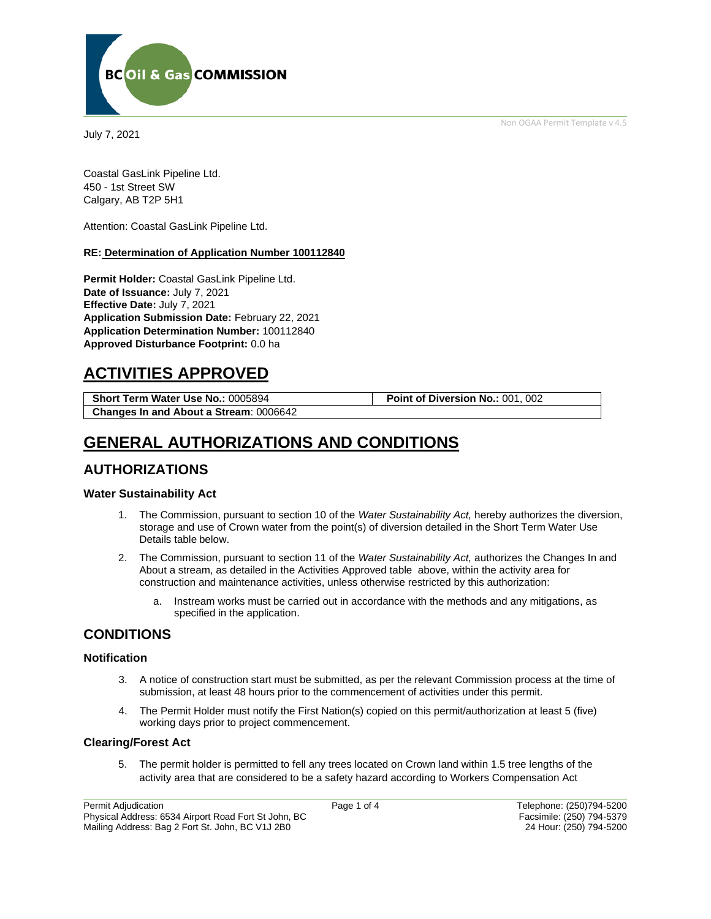BC Oil & Gas COMMISSION

Non OGAA Permit Template v 4.5

July 7, 2021

Coastal GasLink Pipeline Ltd.
450 - 1st Street SW
Calgary, AB T2P 5H1

Attention: Coastal GasLink Pipeline Ltd.

**RE: Determination of Application Number 100112840**

**Permit Holder:** Coastal GasLink Pipeline Ltd.
**Date of Issuance:** July 7, 2021
**Effective Date:** July 7, 2021
**Application Submission Date:** February 22, 2021
**Application Determination Number:** 100112840
**Approved Disturbance Footprint:** 0.0 ha

# ACTIVITIES APPROVED

| **Short Term Water Use No.:** 0005894 | **Point of Diversion No.:** 001, 002 |
|---|---|
| **Changes In and About a Stream**: 0006642 | |

# GENERAL AUTHORIZATIONS AND CONDITIONS

## AUTHORIZATIONS

### Water Sustainability Act

1. The Commission, pursuant to section 10 of the *Water Sustainability Act,* hereby authorizes the diversion, storage and use of Crown water from the point(s) of diversion detailed in the Short Term Water Use Details table below.
2. The Commission, pursuant to section 11 of the *Water Sustainability Act,* authorizes the Changes In and About a stream, as detailed in the Activities Approved table above, within the activity area for construction and maintenance activities, unless otherwise restricted by this authorization:
    a. Instream works must be carried out in accordance with the methods and any mitigations, as specified in the application.

## CONDITIONS

### Notification

3. A notice of construction start must be submitted, as per the relevant Commission process at the time of submission, at least 48 hours prior to the commencement of activities under this permit.
4. The Permit Holder must notify the First Nation(s) copied on this permit/authorization at least 5 (five) working days prior to project commencement.

### Clearing/Forest Act

5. The permit holder is permitted to fell any trees located on Crown land within 1.5 tree lengths of the activity area that are considered to be a safety hazard according to Workers Compensation Act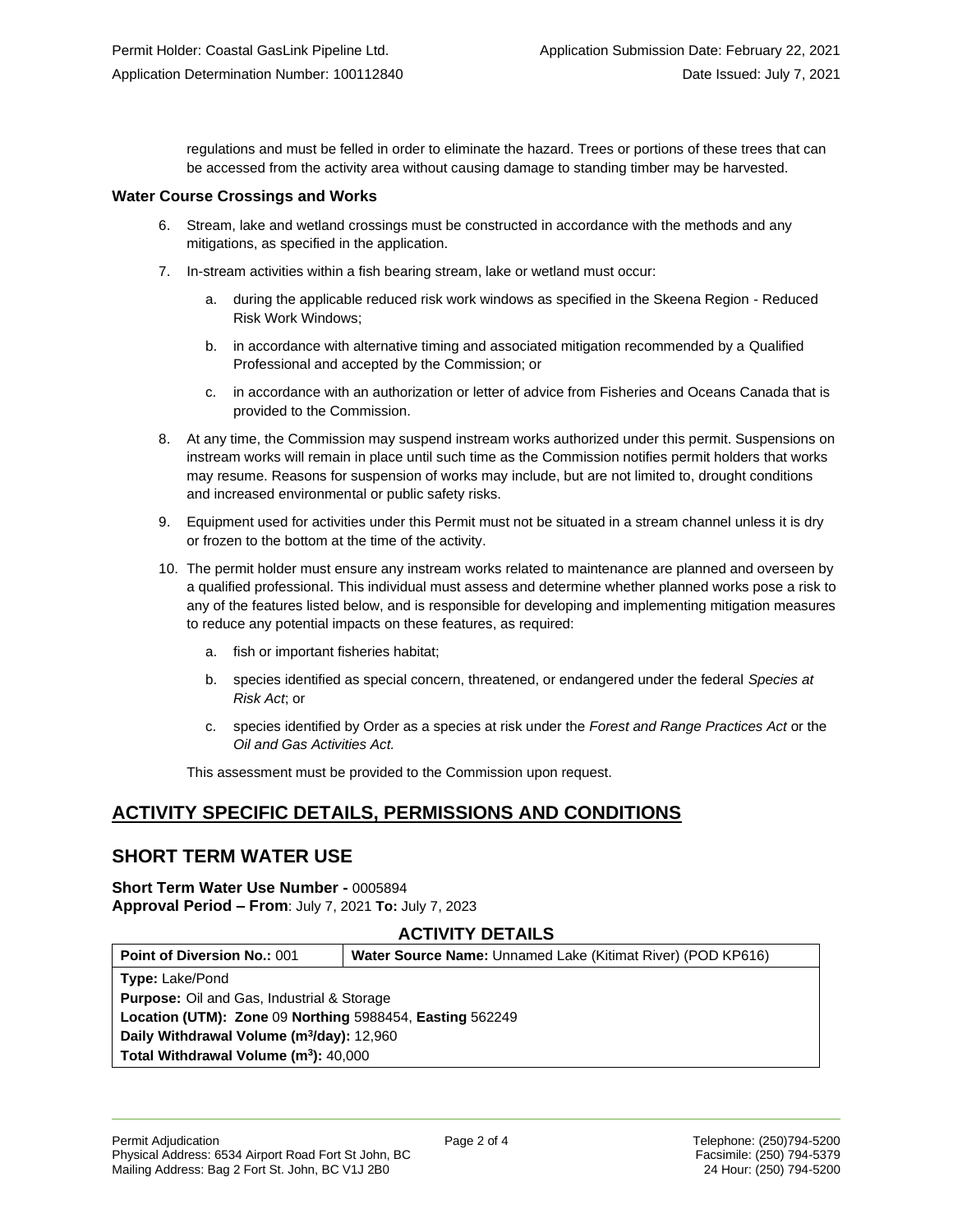regulations and must be felled in order to eliminate the hazard. Trees or portions of these trees that can be accessed from the activity area without causing damage to standing timber may be harvested.

### Water Course Crossings and Works

6. Stream, lake and wetland crossings must be constructed in accordance with the methods and any mitigations, as specified in the application.

7. In-stream activities within a fish bearing stream, lake or wetland must occur:

   a. during the applicable reduced risk work windows as specified in the Skeena Region - Reduced Risk Work Windows;

   b. in accordance with alternative timing and associated mitigation recommended by a Qualified Professional and accepted by the Commission; or

   c. in accordance with an authorization or letter of advice from Fisheries and Oceans Canada that is provided to the Commission.

8. At any time, the Commission may suspend instream works authorized under this permit. Suspensions on instream works will remain in place until such time as the Commission notifies permit holders that works may resume. Reasons for suspension of works may include, but are not limited to, drought conditions and increased environmental or public safety risks.

9. Equipment used for activities under this Permit must not be situated in a stream channel unless it is dry or frozen to the bottom at the time of the activity.

10. The permit holder must ensure any instream works related to maintenance are planned and overseen by a qualified professional. This individual must assess and determine whether planned works pose a risk to any of the features listed below, and is responsible for developing and implementing mitigation measures to reduce any potential impacts on these features, as required:

    a. fish or important fisheries habitat;

    b. species identified as special concern, threatened, or endangered under the federal *Species at Risk Act*; or

    c. species identified by Order as a species at risk under the *Forest and Range Practices Act* or the *Oil and Gas Activities Act.*

    This assessment must be provided to the Commission upon request.

## ACTIVITY SPECIFIC DETAILS, PERMISSIONS AND CONDITIONS

## SHORT TERM WATER USE

**Short Term Water Use Number -** 0005894
**Approval Period – From**: July 7, 2021 **To:** July 7, 2023

### ACTIVITY DETAILS

| **Point of Diversion No.:** 001 | **Water Source Name:** Unnamed Lake (Kitimat River) (POD KP616) |
|---|---|
| **Type:** Lake/Pond | |
| **Purpose:** Oil and Gas, Industrial & Storage | |
| **Location (UTM): Zone** 09 **Northing** 5988454, **Easting** 562249 | |
| **Daily Withdrawal Volume (m³/day):** 12,960 | |
| **Total Withdrawal Volume (m³):** 40,000 | |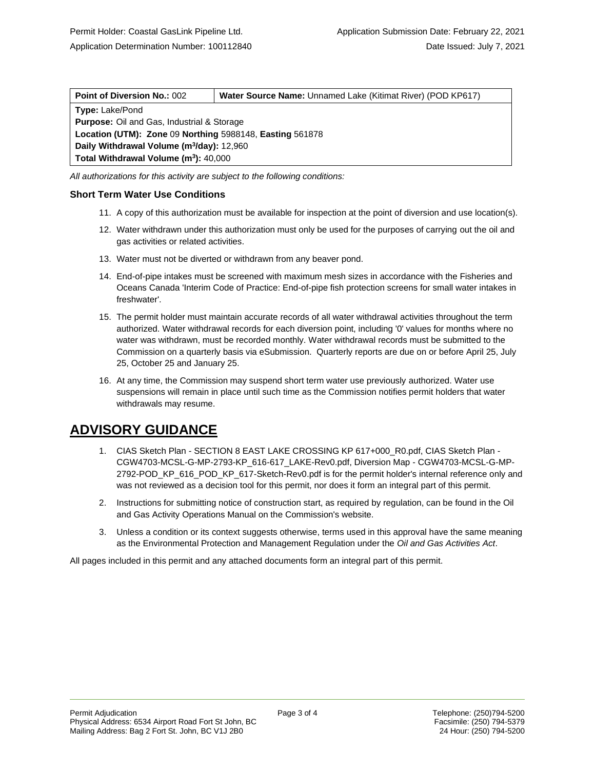| Point of Diversion No.: 002 | Water Source Name: Unnamed Lake (Kitimat River) (POD KP617) |
|---|---|
| **Type:** Lake/Pond<br>**Purpose:** Oil and Gas, Industrial & Storage<br>**Location (UTM): Zone** 09 **Northing** 5988148, **Easting** 561878<br>**Daily Withdrawal Volume ($m^3$/day):** 12,960<br>**Total Withdrawal Volume ($m^3$):** 40,000 | |

*All authorizations for this activity are subject to the following conditions:*

### Short Term Water Use Conditions

11. A copy of this authorization must be available for inspection at the point of diversion and use location(s).
12. Water withdrawn under this authorization must only be used for the purposes of carrying out the oil and gas activities or related activities.
13. Water must not be diverted or withdrawn from any beaver pond.
14. End-of-pipe intakes must be screened with maximum mesh sizes in accordance with the Fisheries and Oceans Canada 'Interim Code of Practice: End-of-pipe fish protection screens for small water intakes in freshwater'.
15. The permit holder must maintain accurate records of all water withdrawal activities throughout the term authorized. Water withdrawal records for each diversion point, including '0' values for months where no water was withdrawn, must be recorded monthly. Water withdrawal records must be submitted to the Commission on a quarterly basis via eSubmission. Quarterly reports are due on or before April 25, July 25, October 25 and January 25.
16. At any time, the Commission may suspend short term water use previously authorized. Water use suspensions will remain in place until such time as the Commission notifies permit holders that water withdrawals may resume.

## ADVISORY GUIDANCE

1. CIAS Sketch Plan - SECTION 8 EAST LAKE CROSSING KP 617+000_R0.pdf, CIAS Sketch Plan - CGW4703-MCSL-G-MP-2793-KP_616-617_LAKE-Rev0.pdf, Diversion Map - CGW4703-MCSL-G-MP-2792-POD_KP_616_POD_KP_617-Sketch-Rev0.pdf is for the permit holder's internal reference only and was not reviewed as a decision tool for this permit, nor does it form an integral part of this permit.
2. Instructions for submitting notice of construction start, as required by regulation, can be found in the Oil and Gas Activity Operations Manual on the Commission's website.
3. Unless a condition or its context suggests otherwise, terms used in this approval have the same meaning as the Environmental Protection and Management Regulation under the *Oil and Gas Activities Act*.

All pages included in this permit and any attached documents form an integral part of this permit.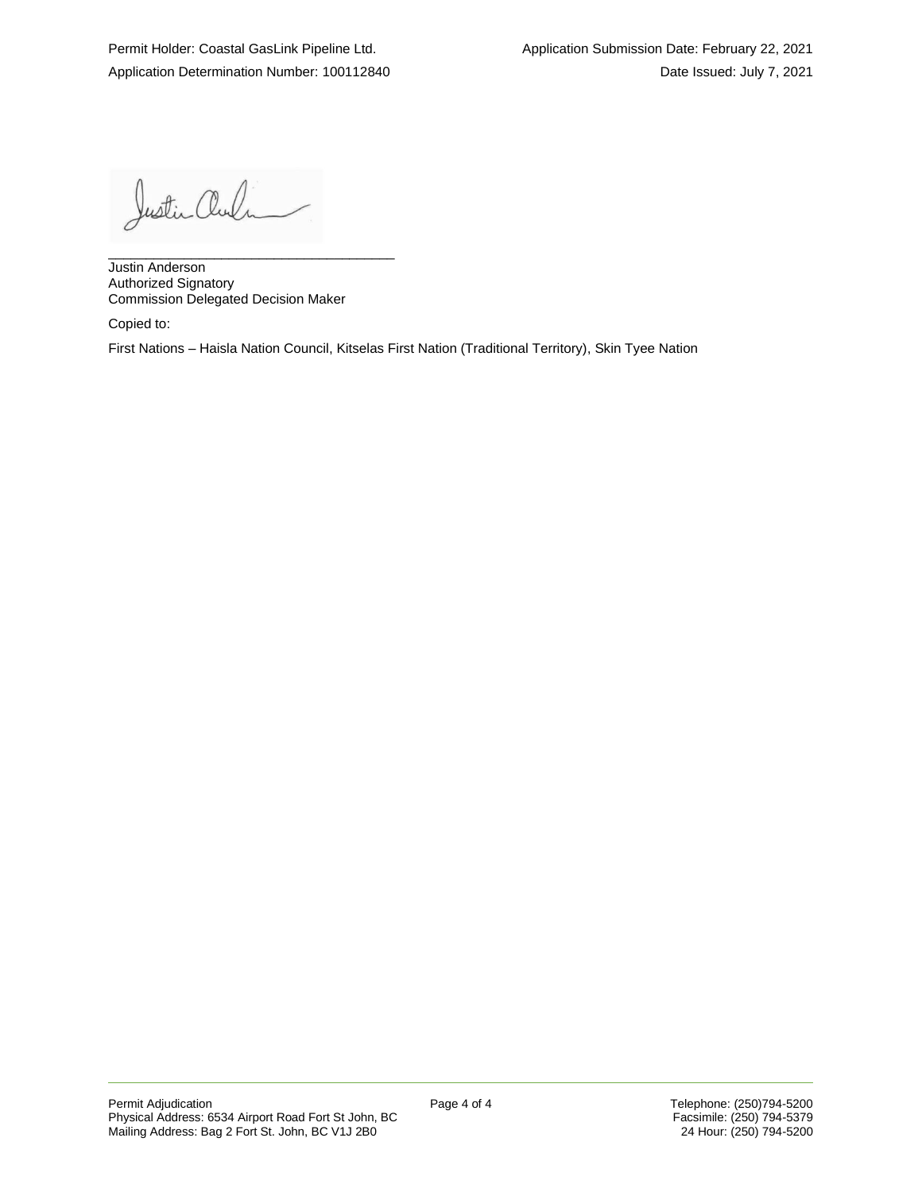\_\_\_\_\_\_\_\_\_\_\_\_\_\_\_\_\_\_\_\_\_\_\_\_\_\_\_\_\_\_\_\_\_\_\_\_\_\_

Justin Anderson
Authorized Signatory
Commission Delegated Decision Maker

Copied to:

First Nations – Haisla Nation Council, Kitselas First Nation (Traditional Territory), Skin Tyee Nation